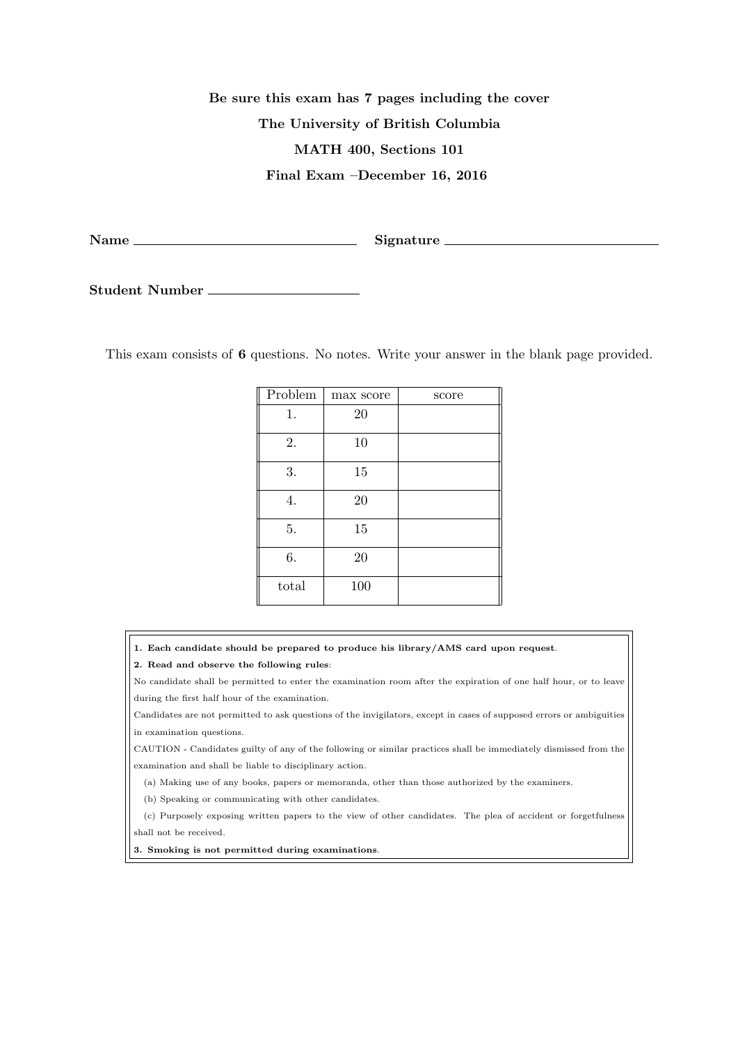**Be sure this exam has 7 pages including the cover**

**The University of British Columbia**

**MATH 400, Sections 101**

**Final Exam –December 16, 2016**

**Name** ______________________________ **Signature** ______________________________

**Student Number** ____________________

This exam consists of **6** questions. No notes. Write your answer in the blank page provided.

| Problem | max score | score |
|---|---|---|
| 1. | 20 | |
| 2. | 10 | |
| 3. | 15 | |
| 4. | 20 | |
| 5. | 15 | |
| 6. | 20 | |
| total | 100 | |

**1. Each candidate should be prepared to produce his library/AMS card upon request.**

**2. Read and observe the following rules:**

No candidate shall be permitted to enter the examination room after the expiration of one half hour, or to leave during the first half hour of the examination.

Candidates are not permitted to ask questions of the invigilators, except in cases of supposed errors or ambiguities in examination questions.

CAUTION - Candidates guilty of any of the following or similar practices shall be immediately dismissed from the examination and shall be liable to disciplinary action.

(a) Making use of any books, papers or memoranda, other than those authorized by the examiners.

(b) Speaking or communicating with other candidates.

(c) Purposely exposing written papers to the view of other candidates. The plea of accident or forgetfulness shall not be received.

**3. Smoking is not permitted during examinations.**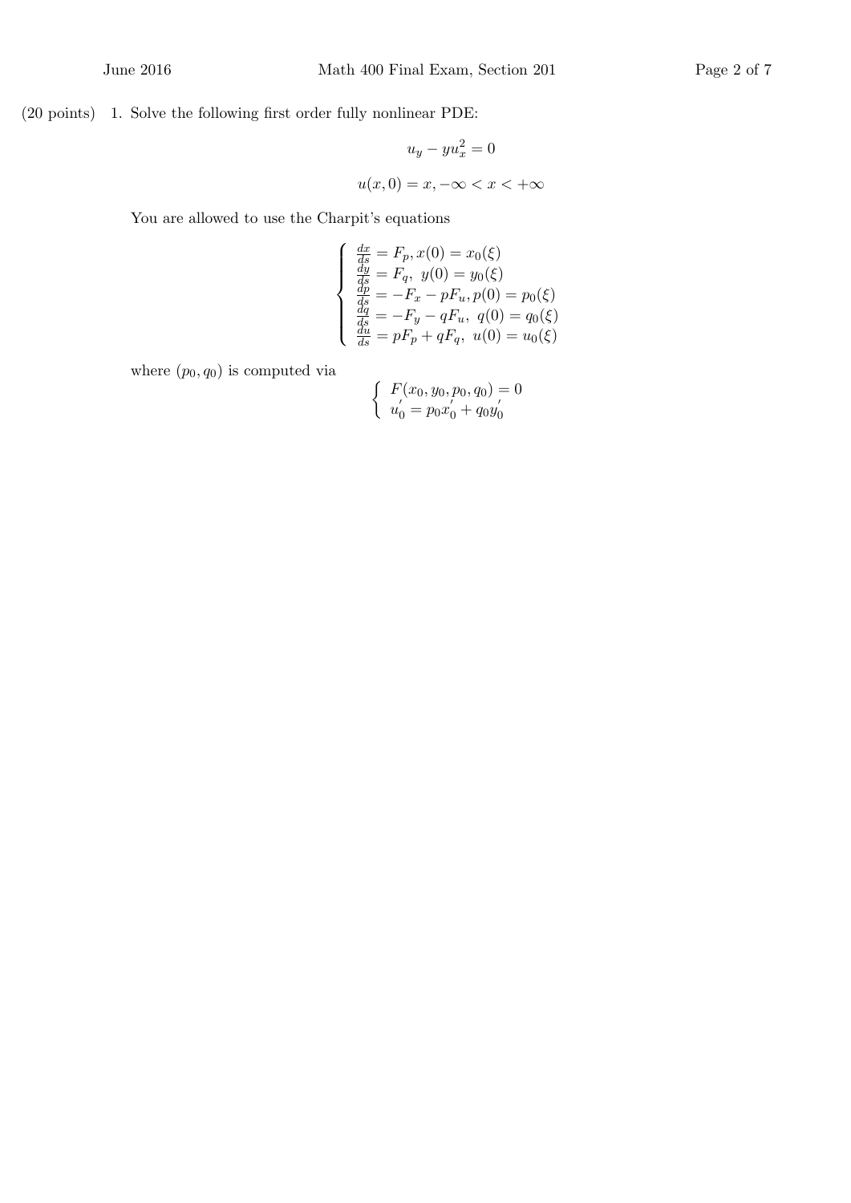(20 points) 1. Solve the following first order fully nonlinear PDE:

$$u_y - yu_x^2 = 0$$

$$u(x,0) = x, -\infty < x < +\infty$$

You are allowed to use the Charpit's equations

$$\begin{cases} \frac{dx}{ds} = F_p, x(0) = x_0(\xi) \\ \frac{dy}{ds} = F_q, \ y(0) = y_0(\xi) \\ \frac{dp}{ds} = -F_x - pF_u, p(0) = p_0(\xi) \\ \frac{dq}{ds} = -F_y - qF_u, \ q(0) = q_0(\xi) \\ \frac{du}{ds} = pF_p + qF_q, \ u(0) = u_0(\xi) \end{cases}$$

where $(p_0, q_0)$ is computed via

$$\begin{cases} F(x_0, y_0, p_0, q_0) = 0 \\ u_0^{'} = p_0 x_0^{'} + q_0 y_0^{'} \end{cases}$$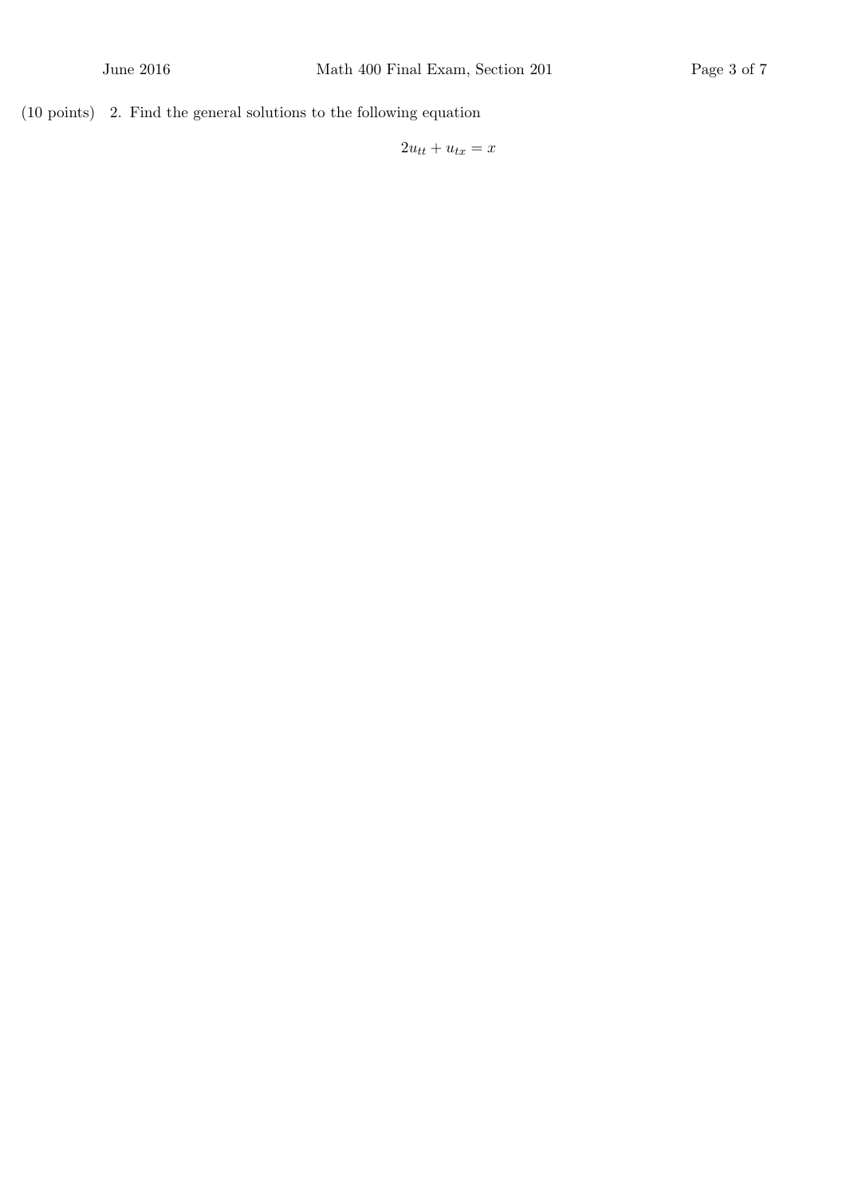(10 points) 2. Find the general solutions to the following equation

$$2u_{tt} + u_{tx} = x$$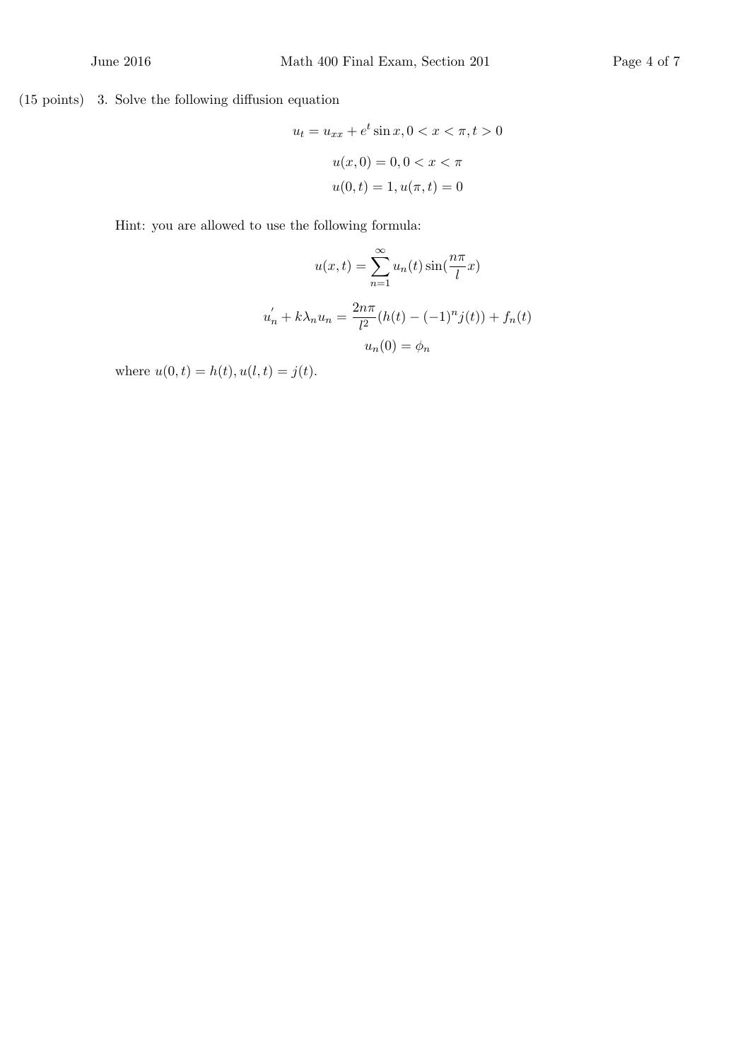(15 points) 3. Solve the following diffusion equation

$$u_t = u_{xx} + e^t \sin x, 0 < x < \pi, t > 0$$

$$u(x, 0) = 0, 0 < x < \pi$$

$$u(0, t) = 1, u(\pi, t) = 0$$

Hint: you are allowed to use the following formula:

$$u(x, t) = \sum_{n=1}^{\infty} u_n(t) \sin(\frac{n\pi}{l} x)$$

$$u_n^{'} + k\lambda_n u_n = \frac{2n\pi}{l^2}(h(t) - (-1)^n j(t)) + f_n(t)$$

$$u_n(0) = \phi_n$$

where $u(0, t) = h(t), u(l, t) = j(t)$.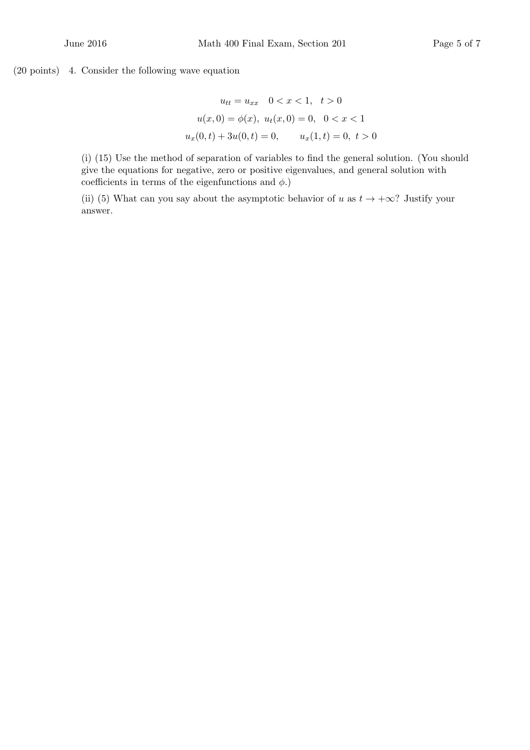(20 points) 4. Consider the following wave equation

$$u_{tt} = u_{xx} \quad 0 < x < 1, \quad t > 0$$

$$u(x,0) = \phi(x), \ u_t(x,0) = 0, \quad 0 < x < 1$$

$$u_x(0,t) + 3u(0,t) = 0, \qquad u_x(1,t) = 0, \ t > 0$$

(i) (15) Use the method of separation of variables to find the general solution. (You should give the equations for negative, zero or positive eigenvalues, and general solution with coefficients in terms of the eigenfunctions and $\phi$.)

(ii) (5) What can you say about the asymptotic behavior of $u$ as $t \to +\infty$? Justify your answer.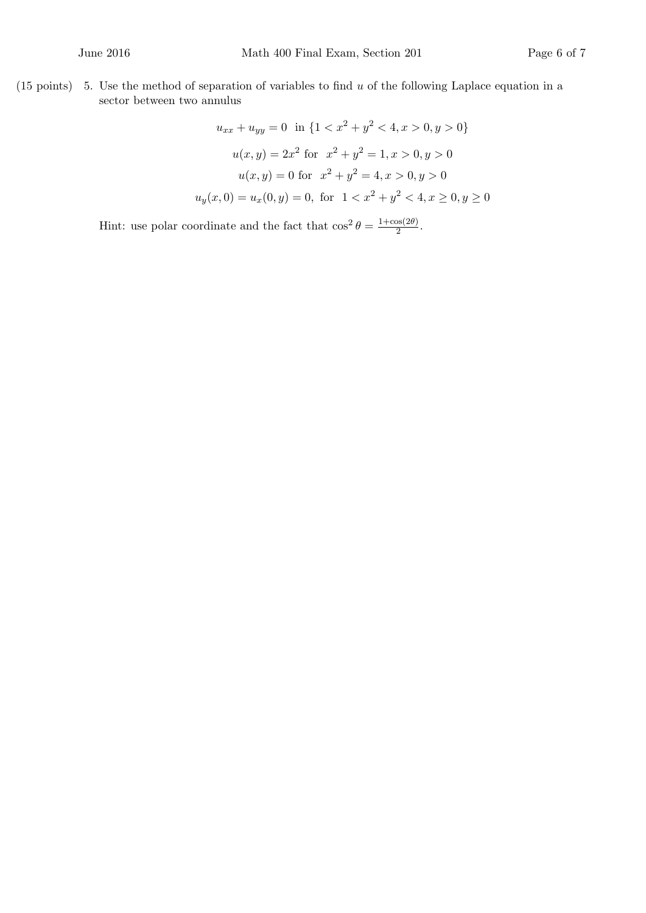(15 points) 5. Use the method of separation of variables to find $u$ of the following Laplace equation in a sector between two annulus

$$u_{xx} + u_{yy} = 0 \ \text{ in } \{1 < x^2 + y^2 < 4, x > 0, y > 0\}$$

$$u(x, y) = 2x^2 \text{ for } \ x^2 + y^2 = 1, x > 0, y > 0$$

$$u(x, y) = 0 \text{ for } \ x^2 + y^2 = 4, x > 0, y > 0$$

$$u_y(x, 0) = u_x(0, y) = 0, \text{ for } \ 1 < x^2 + y^2 < 4, x \geq 0, y \geq 0$$

Hint: use polar coordinate and the fact that $\cos^2 \theta = \frac{1+\cos(2\theta)}{2}$.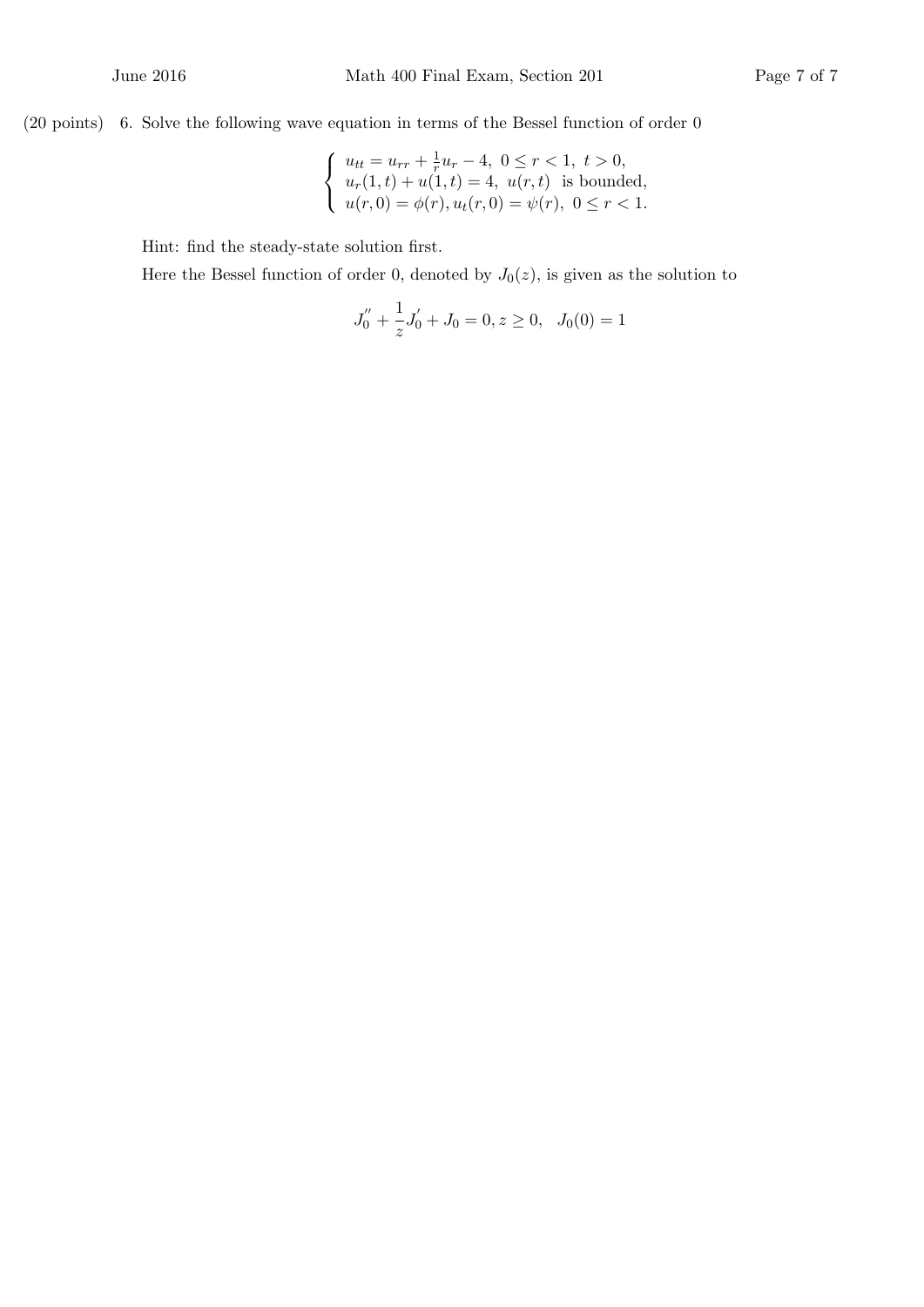(20 points) 6. Solve the following wave equation in terms of the Bessel function of order 0

$$\begin{cases} u_{tt} = u_{rr} + \frac{1}{r}u_r - 4, \ 0 \leq r < 1, \ t > 0, \\ u_r(1,t) + u(1,t) = 4, \ u(r,t) \ \text{ is bounded}, \\ u(r,0) = \phi(r), u_t(r,0) = \psi(r), \ 0 \leq r < 1. \end{cases}$$

Hint: find the steady-state solution first.

Here the Bessel function of order 0, denoted by $J_0(z)$, is given as the solution to

$$J_0^{''} + \frac{1}{z}J_0^{'} + J_0 = 0, z \geq 0, \quad J_0(0) = 1$$